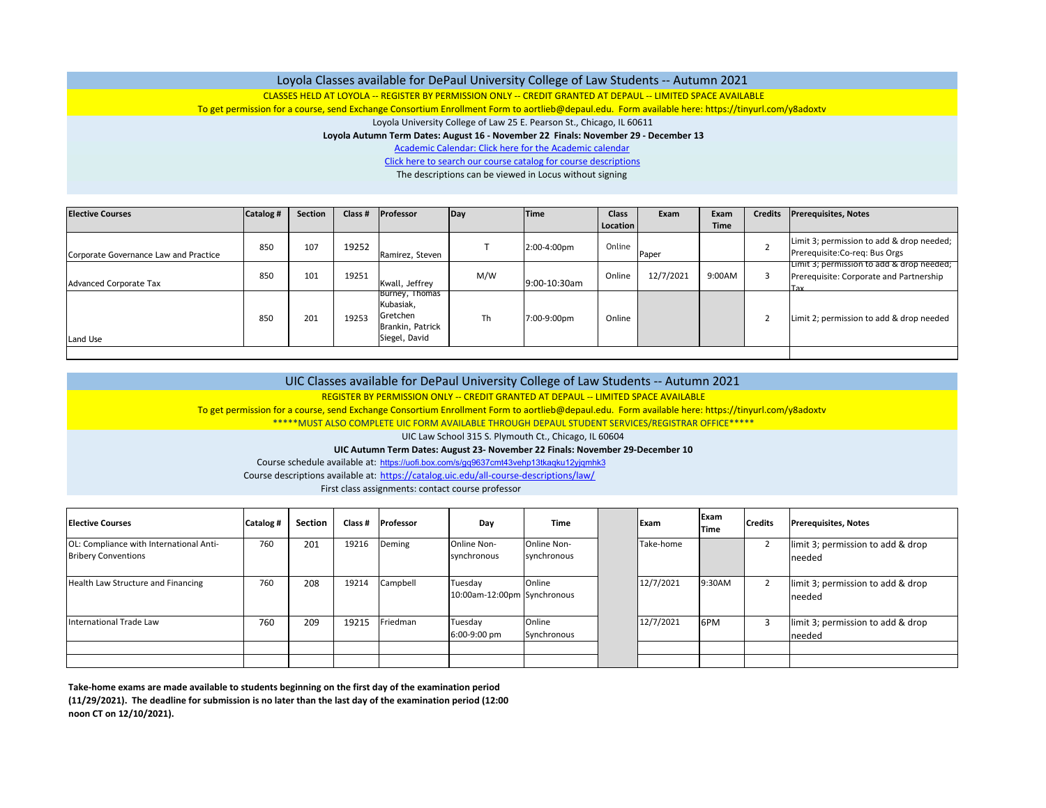## Loyola Classes available for DePaul University College of Law Students -- Autumn 2021

CLASSES HELD AT LOYOLA -- REGISTER BY PERMISSION ONLY -- CREDIT GRANTED AT DEPAUL -- LIMITED SPACE AVAILABLE

To get permission for a course, send Exchange Consortium Enrollment Form to aortlieb@depaul.edu. Form available here: https://tinyurl.com/y8adoxtv

Loyola University College of Law 25 E. Pearson St., Chicago, IL 60611

**Loyola Autumn Term Dates: August 16 - November 22 Finals: November 29 - December 13**

Academic Calendar: Click here for the Academic calendar

Click here to search our course catalog for course descriptions

The descriptions can be viewed in Locus without signing

| Elective Courses | Catalog # | Section | Class # | Professor | Day | Time | Class Location | Exam | Exam Time | Credits | Prerequisites, Notes |
|---|---|---|---|---|---|---|---|---|---|---|---|
| Corporate Governance Law and Practice | 850 | 107 | 19252 | Ramirez, Steven | T | 2:00-4:00pm | Online | Paper | | 2 | Limit 3; permission to add & drop needed; Prerequisite:Co-req: Bus Orgs |
| Advanced Corporate Tax | 850 | 101 | 19251 | Kwall, Jeffrey | M/W | 9:00-10:30am | Online | 12/7/2021 | 9:00AM | 3 | Limit 3; permission to add & drop needed; Prerequisite: Corporate and Partnership Tax |
| Land Use | 850 | 201 | 19253 | Burney, Thomas Kubasiak, Gretchen Brankin, Patrick Siegel, David | Th | 7:00-9:00pm | Online | | | 2 | Limit 2; permission to add & drop needed |

## UIC Classes available for DePaul University College of Law Students -- Autumn 2021

REGISTER BY PERMISSION ONLY -- CREDIT GRANTED AT DEPAUL -- LIMITED SPACE AVAILABLE

To get permission for a course, send Exchange Consortium Enrollment Form to aortlieb@depaul.edu. Form available here: https://tinyurl.com/y8adoxtv

*****MUST ALSO COMPLETE UIC FORM AVAILABLE THROUGH DEPAUL STUDENT SERVICES/REGISTRAR OFFICE*****

UIC Law School 315 S. Plymouth Ct., Chicago, IL 60604

**UIC Autumn Term Dates: August 23- November 22 Finals: November 29-December 10**

Course schedule available at: https://uofi.box.com/s/gq9637cmt43vehp13tkaqku12yjqmhk3

Course descriptions available at: https://catalog.uic.edu/all-course-descriptions/law/

First class assignments: contact course professor

| Elective Courses | Catalog # | Section | Class # | Professor | Day | Time | | Exam | Exam Time | Credits | Prerequisites, Notes |
|---|---|---|---|---|---|---|---|---|---|---|---|
| OL: Compliance with International Anti-Bribery Conventions | 760 | 201 | 19216 | Deming | Online Non-synchronous | Online Non-synchronous | | Take-home | | 2 | limit 3; permission to add & drop needed |
| Health Law Structure and Financing | 760 | 208 | 19214 | Campbell | Tuesday 10:00am-12:00pm | Online Synchronous | | 12/7/2021 | 9:30AM | 2 | limit 3; permission to add & drop needed |
| International Trade Law | 760 | 209 | 19215 | Friedman | Tuesday 6:00-9:00 pm | Online Synchronous | | 12/7/2021 | 6PM | 3 | limit 3; permission to add & drop needed |

**Take-home exams are made available to students beginning on the first day of the examination period (11/29/2021). The deadline for submission is no later than the last day of the examination period (12:00 noon CT on 12/10/2021).**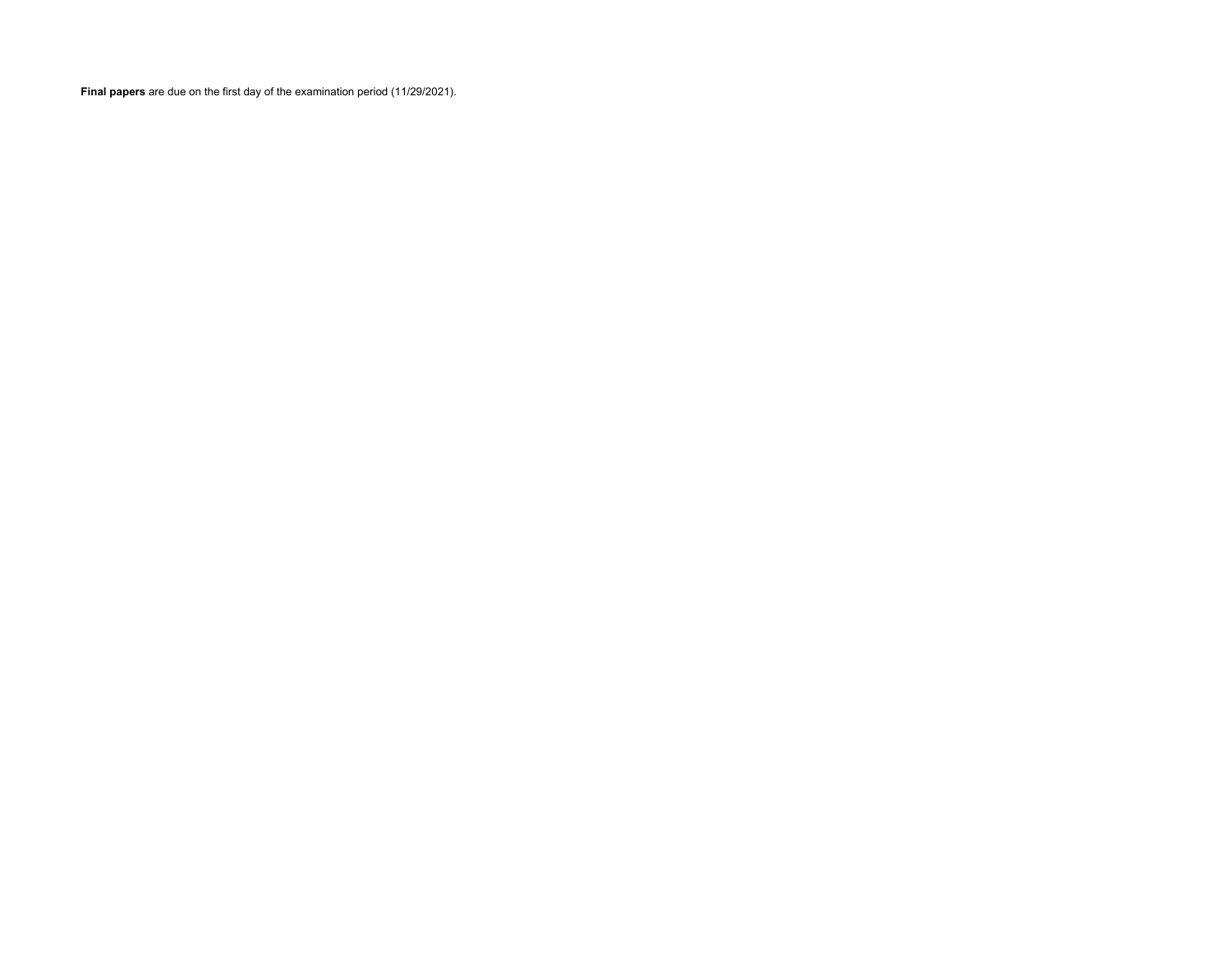**Final papers** are due on the first day of the examination period (11/29/2021).